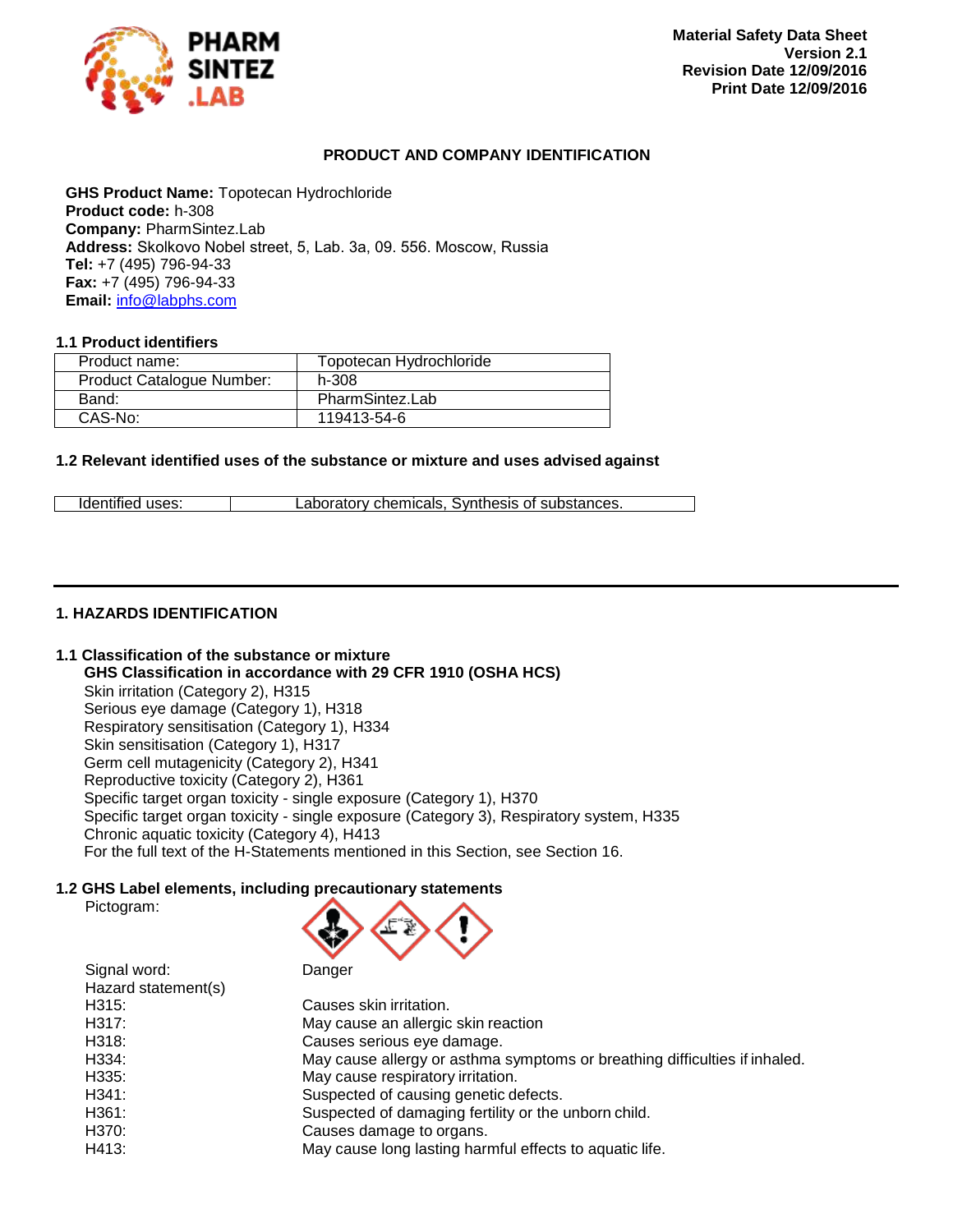**Material Safety Data Sheet**
**Version 2.1**
**Revision Date 12/09/2016**
**Print Date 12/09/2016**

## PRODUCT AND COMPANY IDENTIFICATION

**GHS Product Name:** Topotecan Hydrochloride
**Product code:** h-308
**Company:** PharmSintez.Lab
**Address:** Skolkovo Nobel street, 5, Lab. 3a, 09. 556. Moscow, Russia
**Tel:** +7 (495) 796-94-33
**Fax:** +7 (495) 796-94-33
**Email:** info@labphs.com

### 1.1 Product identifiers

| Product name: | Topotecan Hydrochloride |
|---|---|
| Product Catalogue Number: | h-308 |
| Band: | PharmSintez.Lab |
| CAS-No: | 119413-54-6 |

### 1.2 Relevant identified uses of the substance or mixture and uses advised against

| Identified uses: | Laboratory chemicals, Synthesis of substances. |
|---|---|

## 1. HAZARDS IDENTIFICATION

### 1.1 Classification of the substance or mixture

**GHS Classification in accordance with 29 CFR 1910 (OSHA HCS)**

Skin irritation (Category 2), H315
Serious eye damage (Category 1), H318
Respiratory sensitisation (Category 1), H334
Skin sensitisation (Category 1), H317
Germ cell mutagenicity (Category 2), H341
Reproductive toxicity (Category 2), H361
Specific target organ toxicity - single exposure (Category 1), H370
Specific target organ toxicity - single exposure (Category 3), Respiratory system, H335
Chronic aquatic toxicity (Category 4), H413
For the full text of the H-Statements mentioned in this Section, see Section 16.

### 1.2 GHS Label elements, including precautionary statements

Pictogram:

Signal word: Danger

Hazard statement(s)

| | |
|---|---|
| H315: | Causes skin irritation. |
| H317: | May cause an allergic skin reaction |
| H318: | Causes serious eye damage. |
| H334: | May cause allergy or asthma symptoms or breathing difficulties if inhaled. |
| H335: | May cause respiratory irritation. |
| H341: | Suspected of causing genetic defects. |
| H361: | Suspected of damaging fertility or the unborn child. |
| H370: | Causes damage to organs. |
| H413: | May cause long lasting harmful effects to aquatic life. |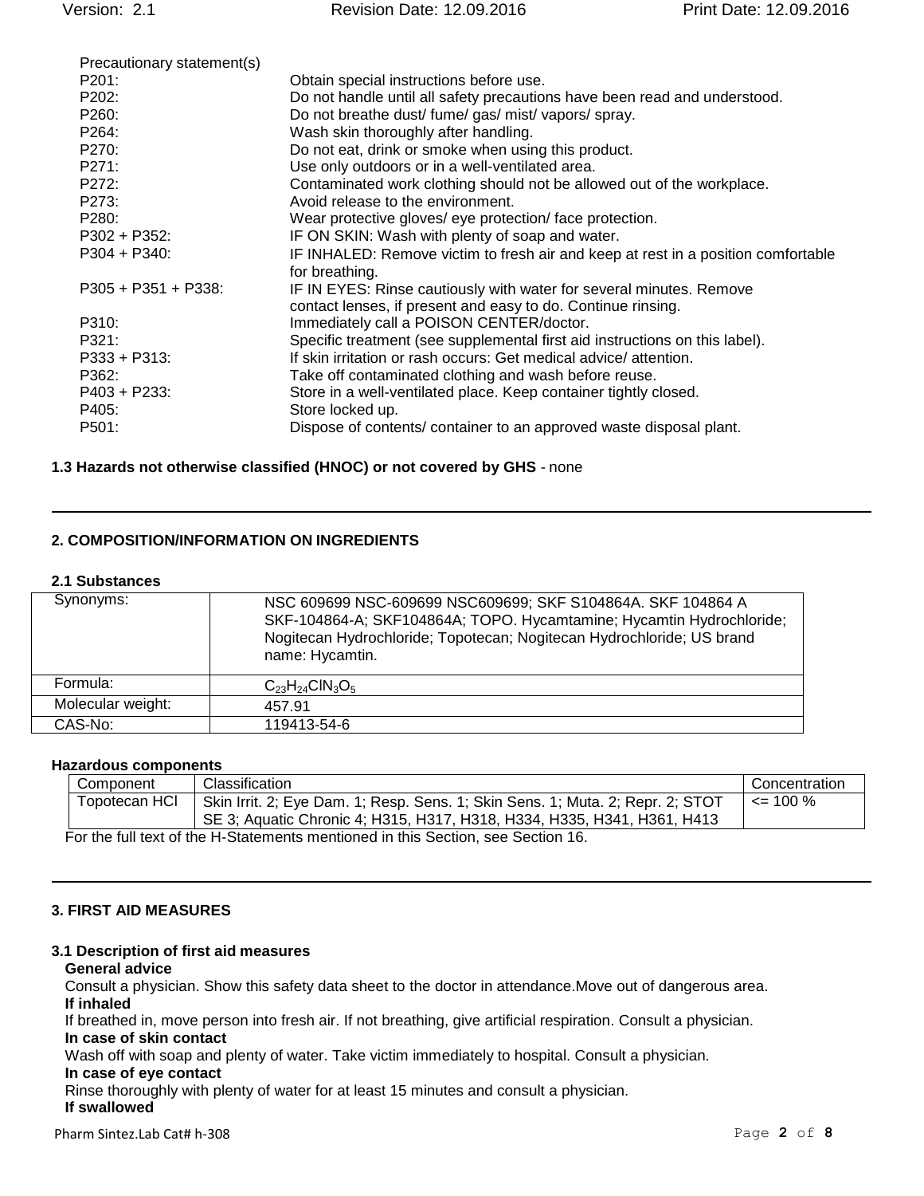Precautionary statement(s)

| | |
|---|---|
| P201: | Obtain special instructions before use. |
| P202: | Do not handle until all safety precautions have been read and understood. |
| P260: | Do not breathe dust/ fume/ gas/ mist/ vapors/ spray. |
| P264: | Wash skin thoroughly after handling. |
| P270: | Do not eat, drink or smoke when using this product. |
| P271: | Use only outdoors or in a well-ventilated area. |
| P272: | Contaminated work clothing should not be allowed out of the workplace. |
| P273: | Avoid release to the environment. |
| P280: | Wear protective gloves/ eye protection/ face protection. |
| P302 + P352: | IF ON SKIN: Wash with plenty of soap and water. |
| P304 + P340: | IF INHALED: Remove victim to fresh air and keep at rest in a position comfortable for breathing. |
| P305 + P351 + P338: | IF IN EYES: Rinse cautiously with water for several minutes. Remove contact lenses, if present and easy to do. Continue rinsing. |
| P310: | Immediately call a POISON CENTER/doctor. |
| P321: | Specific treatment (see supplemental first aid instructions on this label). |
| P333 + P313: | If skin irritation or rash occurs: Get medical advice/ attention. |
| P362: | Take off contaminated clothing and wash before reuse. |
| P403 + P233: | Store in a well-ventilated place. Keep container tightly closed. |
| P405: | Store locked up. |
| P501: | Dispose of contents/ container to an approved waste disposal plant. |

**1.3 Hazards not otherwise classified (HNOC) or not covered by GHS** - none

## 2. COMPOSITION/INFORMATION ON INGREDIENTS

### 2.1 Substances

| | |
|---|---|
| Synonyms: | NSC 609699 NSC-609699 NSC609699; SKF S104864A. SKF 104864 A SKF-104864-A; SKF104864A; TOPO. Hycamtamine; Hycamtin Hydrochloride; Nogitecan Hydrochloride; Topotecan; Nogitecan Hydrochloride; US brand name: Hycamtin. |
| Formula: | $C_{23}H_{24}ClN_3O_5$ |
| Molecular weight: | 457.91 |
| CAS-No: | 119413-54-6 |

**Hazardous components**

| Component | Classification | Concentration |
|---|---|---|
| Topotecan HCl | Skin Irrit. 2; Eye Dam. 1; Resp. Sens. 1; Skin Sens. 1; Muta. 2; Repr. 2; STOT SE 3; Aquatic Chronic 4; H315, H317, H318, H334, H335, H341, H361, H413 | <= 100 % |

For the full text of the H-Statements mentioned in this Section, see Section 16.

## 3. FIRST AID MEASURES

### 3.1 Description of first aid measures

**General advice**

Consult a physician. Show this safety data sheet to the doctor in attendance.Move out of dangerous area.

**If inhaled**

If breathed in, move person into fresh air. If not breathing, give artificial respiration. Consult a physician.

**In case of skin contact**

Wash off with soap and plenty of water. Take victim immediately to hospital. Consult a physician.

**In case of eye contact**

Rinse thoroughly with plenty of water for at least 15 minutes and consult a physician.

**If swallowed**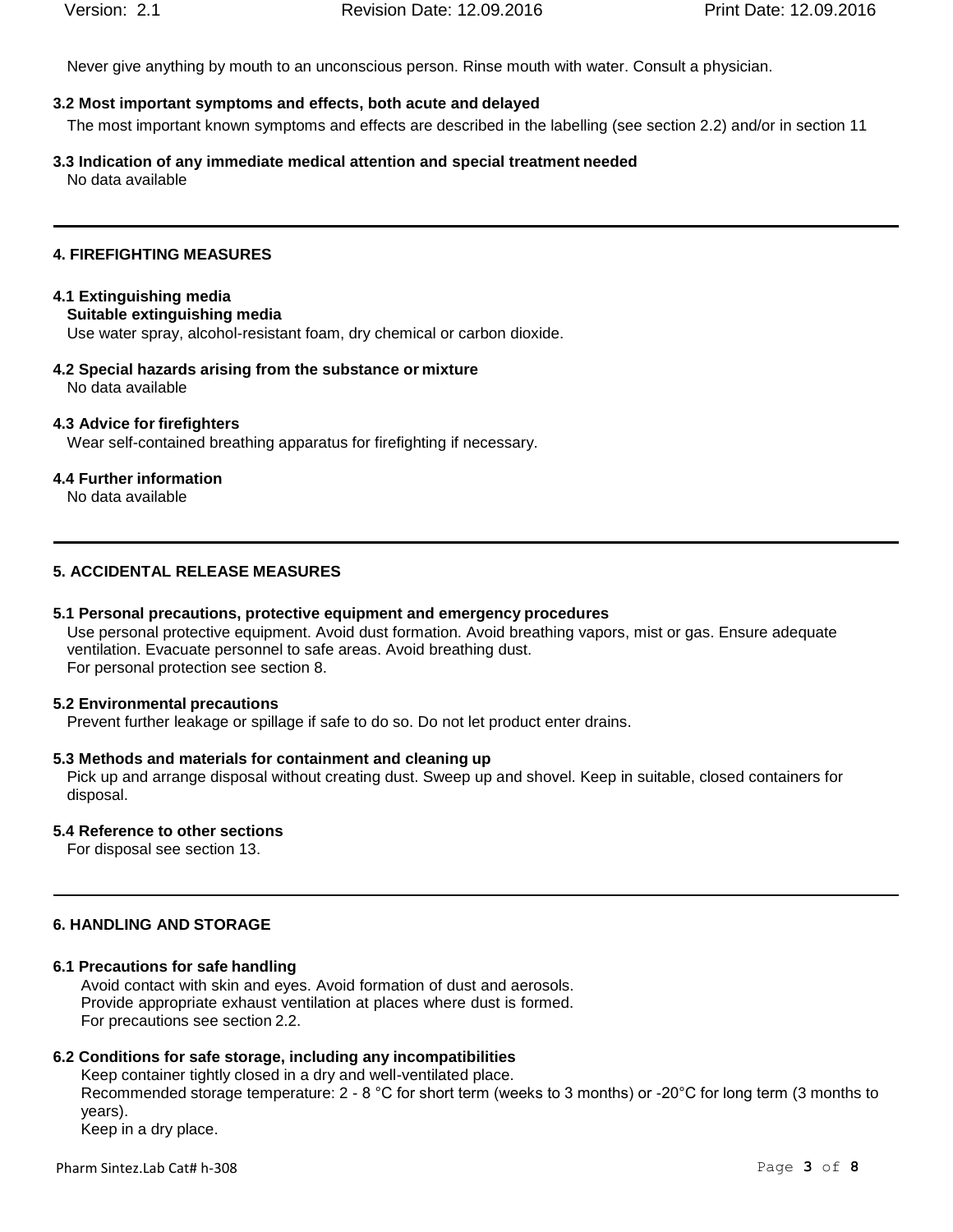Never give anything by mouth to an unconscious person. Rinse mouth with water. Consult a physician.

**3.2 Most important symptoms and effects, both acute and delayed**

The most important known symptoms and effects are described in the labelling (see section 2.2) and/or in section 11

**3.3 Indication of any immediate medical attention and special treatment needed**

No data available

## 4. FIREFIGHTING MEASURES

**4.1 Extinguishing media**

**Suitable extinguishing media**

Use water spray, alcohol-resistant foam, dry chemical or carbon dioxide.

**4.2 Special hazards arising from the substance or mixture**

No data available

**4.3 Advice for firefighters**

Wear self-contained breathing apparatus for firefighting if necessary.

**4.4 Further information**

No data available

## 5. ACCIDENTAL RELEASE MEASURES

**5.1 Personal precautions, protective equipment and emergency procedures**

Use personal protective equipment. Avoid dust formation. Avoid breathing vapors, mist or gas. Ensure adequate ventilation. Evacuate personnel to safe areas. Avoid breathing dust.
For personal protection see section 8.

**5.2 Environmental precautions**

Prevent further leakage or spillage if safe to do so. Do not let product enter drains.

**5.3 Methods and materials for containment and cleaning up**

Pick up and arrange disposal without creating dust. Sweep up and shovel. Keep in suitable, closed containers for disposal.

**5.4 Reference to other sections**

For disposal see section 13.

## 6. HANDLING AND STORAGE

**6.1 Precautions for safe handling**

Avoid contact with skin and eyes. Avoid formation of dust and aerosols.
Provide appropriate exhaust ventilation at places where dust is formed.
For precautions see section 2.2.

**6.2 Conditions for safe storage, including any incompatibilities**

Keep container tightly closed in a dry and well-ventilated place.
Recommended storage temperature: 2 - 8 °C for short term (weeks to 3 months) or -20°C for long term (3 months to years).
Keep in a dry place.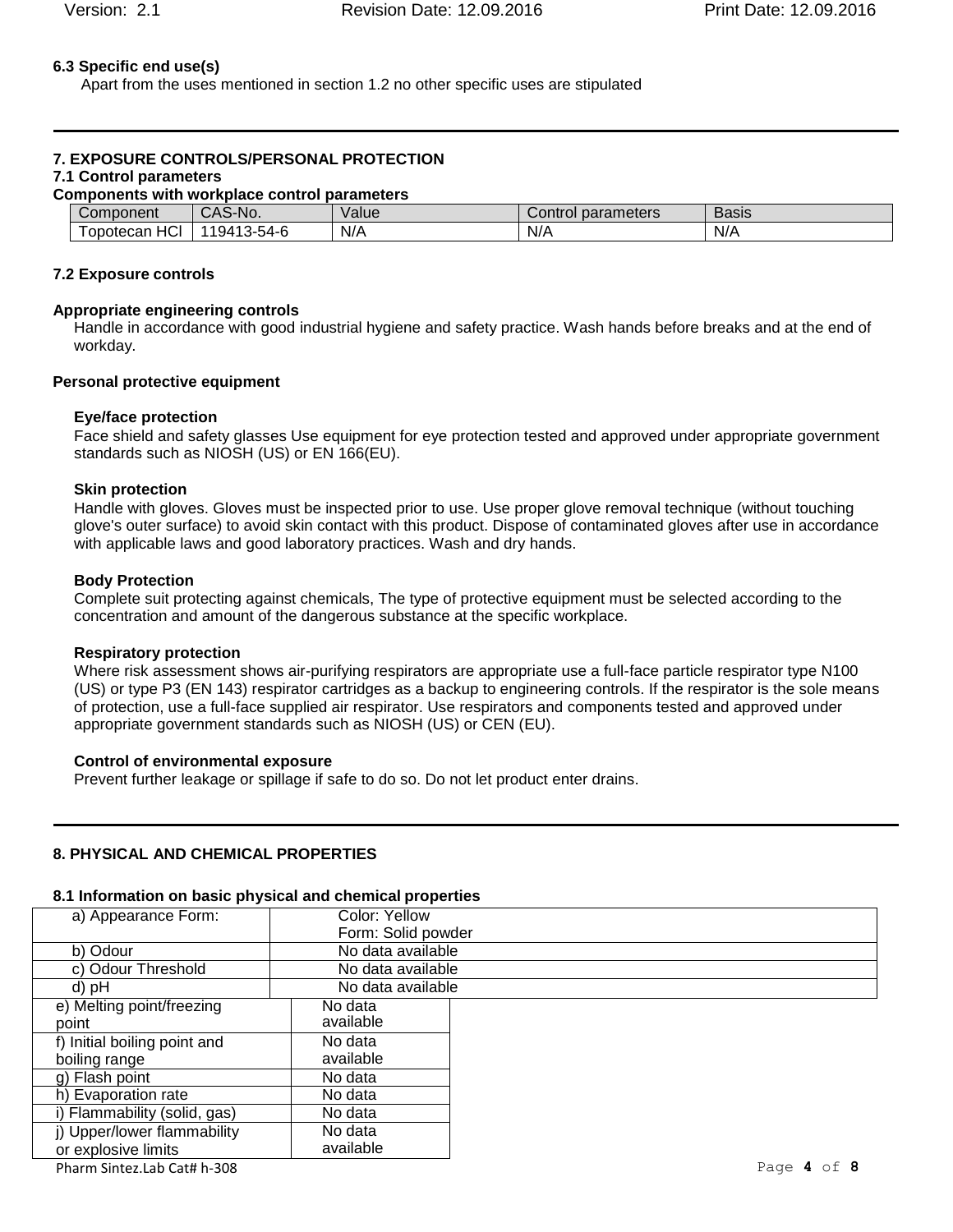### 6.3 Specific end use(s)

Apart from the uses mentioned in section 1.2 no other specific uses are stipulated

## 7. EXPOSURE CONTROLS/PERSONAL PROTECTION

### 7.1 Control parameters

**Components with workplace control parameters**

| Component | CAS-No. | Value | Control parameters | Basis |
|---|---|---|---|---|
| Topotecan HCl | 119413-54-6 | N/A | N/A | N/A |

### 7.2 Exposure controls

**Appropriate engineering controls**

Handle in accordance with good industrial hygiene and safety practice. Wash hands before breaks and at the end of workday.

**Personal protective equipment**

**Eye/face protection**

Face shield and safety glasses Use equipment for eye protection tested and approved under appropriate government standards such as NIOSH (US) or EN 166(EU).

**Skin protection**

Handle with gloves. Gloves must be inspected prior to use. Use proper glove removal technique (without touching glove's outer surface) to avoid skin contact with this product. Dispose of contaminated gloves after use in accordance with applicable laws and good laboratory practices. Wash and dry hands.

**Body Protection**

Complete suit protecting against chemicals, The type of protective equipment must be selected according to the concentration and amount of the dangerous substance at the specific workplace.

**Respiratory protection**

Where risk assessment shows air-purifying respirators are appropriate use a full-face particle respirator type N100 (US) or type P3 (EN 143) respirator cartridges as a backup to engineering controls. If the respirator is the sole means of protection, use a full-face supplied air respirator. Use respirators and components tested and approved under appropriate government standards such as NIOSH (US) or CEN (EU).

**Control of environmental exposure**

Prevent further leakage or spillage if safe to do so. Do not let product enter drains.

## 8. PHYSICAL AND CHEMICAL PROPERTIES

### 8.1 Information on basic physical and chemical properties

| Property | Value |
|---|---|
| a) Appearance Form: | Color: Yellow<br>Form: Solid powder |
| b) Odour | No data available |
| c) Odour Threshold | No data available |
| d) pH | No data available |
| e) Melting point/freezing point | No data available |
| f) Initial boiling point and boiling range | No data available |
| g) Flash point | No data |
| h) Evaporation rate | No data |
| i) Flammability (solid, gas) | No data |
| j) Upper/lower flammability or explosive limits | No data available |

Pharm Sintez.Lab Cat# h-308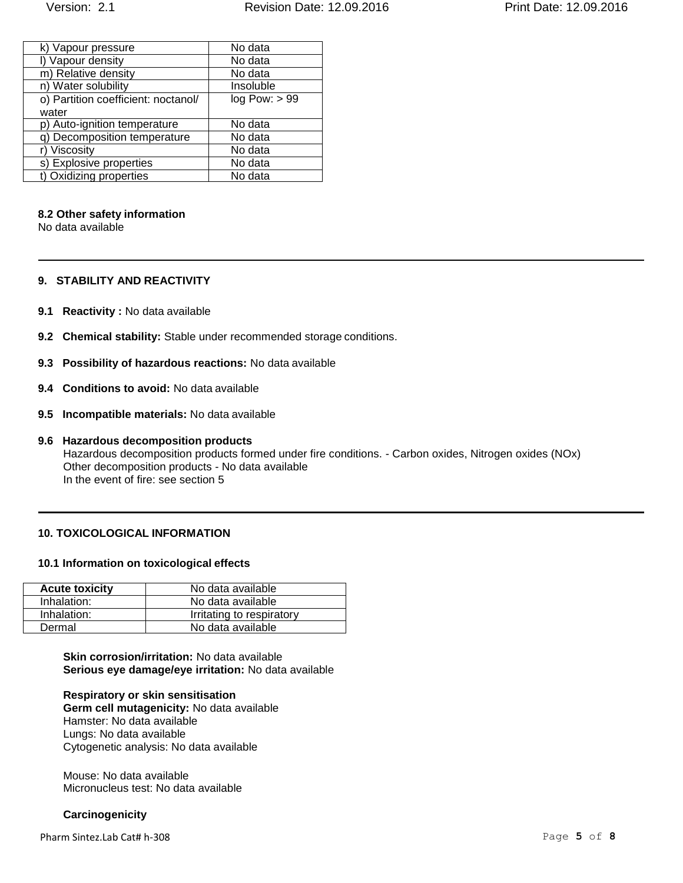| k) Vapour pressure | No data |
| --- | --- |
| l) Vapour density | No data |
| m) Relative density | No data |
| n) Water solubility | Insoluble |
| o) Partition coefficient: noctanol/ water | log Pow: > 99 |
| p) Auto-ignition temperature | No data |
| q) Decomposition temperature | No data |
| r) Viscosity | No data |
| s) Explosive properties | No data |
| t) Oxidizing properties | No data |

**8.2 Other safety information**

No data available

## 9. STABILITY AND REACTIVITY

**9.1 Reactivity :** No data available

**9.2 Chemical stability:** Stable under recommended storage conditions.

**9.3 Possibility of hazardous reactions:** No data available

**9.4 Conditions to avoid:** No data available

**9.5 Incompatible materials:** No data available

**9.6 Hazardous decomposition products**

Hazardous decomposition products formed under fire conditions. - Carbon oxides, Nitrogen oxides (NOx)
Other decomposition products - No data available
In the event of fire: see section 5

## 10. TOXICOLOGICAL INFORMATION

**10.1 Information on toxicological effects**

| **Acute toxicity** | No data available |
| --- | --- |
| Inhalation: | No data available |
| Inhalation: | Irritating to respiratory |
| Dermal | No data available |

**Skin corrosion/irritation:** No data available
**Serious eye damage/eye irritation:** No data available

**Respiratory or skin sensitisation**
**Germ cell mutagenicity:** No data available
Hamster: No data available
Lungs: No data available
Cytogenetic analysis: No data available

Mouse: No data available
Micronucleus test: No data available

**Carcinogenicity**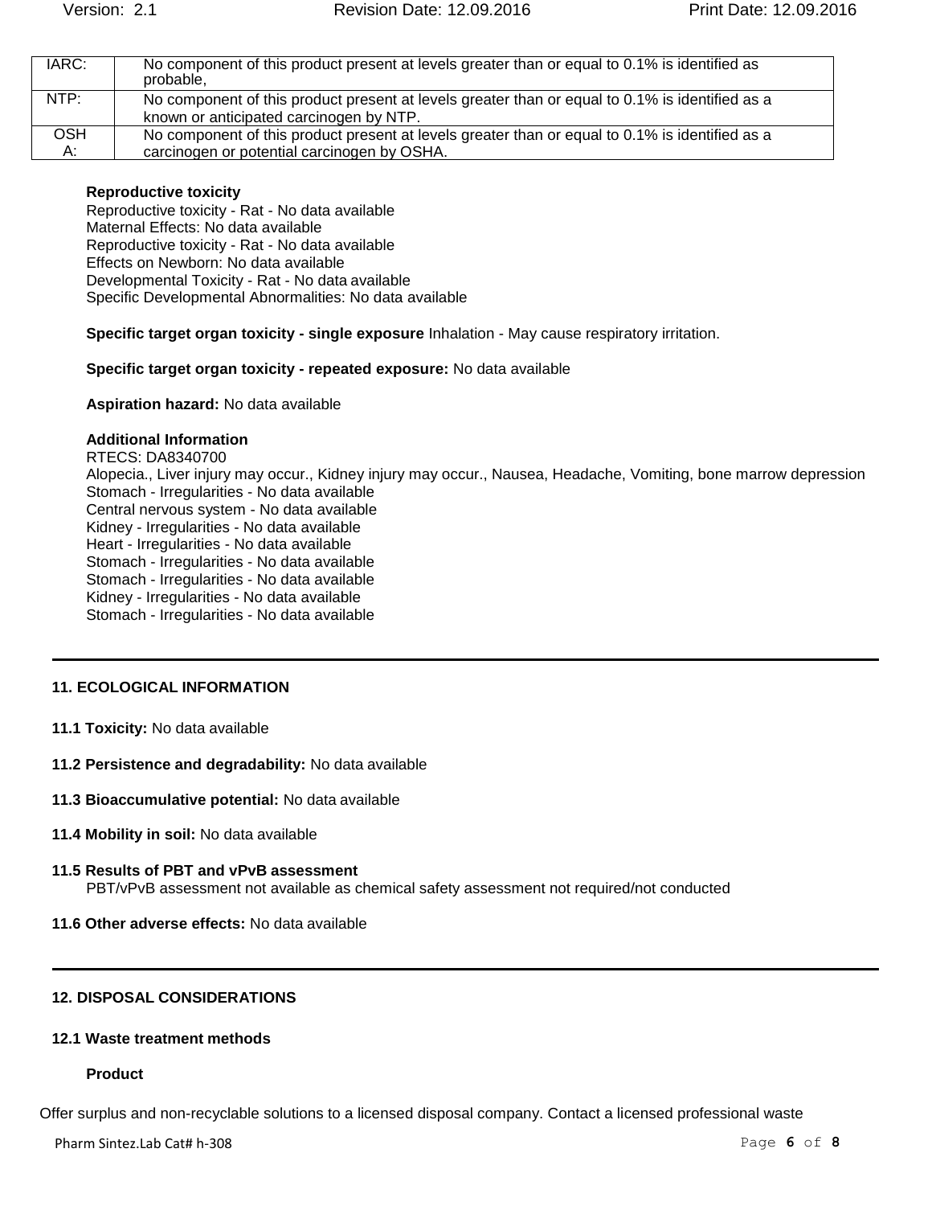| IARC: | No component of this product present at levels greater than or equal to 0.1% is identified as probable, |
|---|---|
| NTP: | No component of this product present at levels greater than or equal to 0.1% is identified as a known or anticipated carcinogen by NTP. |
| OSHA: | No component of this product present at levels greater than or equal to 0.1% is identified as a carcinogen or potential carcinogen by OSHA. |

**Reproductive toxicity**
Reproductive toxicity - Rat - No data available
Maternal Effects: No data available
Reproductive toxicity - Rat - No data available
Effects on Newborn: No data available
Developmental Toxicity - Rat - No data available
Specific Developmental Abnormalities: No data available

**Specific target organ toxicity - single exposure** Inhalation - May cause respiratory irritation.

**Specific target organ toxicity - repeated exposure:** No data available

**Aspiration hazard:** No data available

**Additional Information**
RTECS: DA8340700
Alopecia., Liver injury may occur., Kidney injury may occur., Nausea, Headache, Vomiting, bone marrow depression
Stomach - Irregularities - No data available
Central nervous system - No data available
Kidney - Irregularities - No data available
Heart - Irregularities - No data available
Stomach - Irregularities - No data available
Stomach - Irregularities - No data available
Kidney - Irregularities - No data available
Stomach - Irregularities - No data available

## 11. ECOLOGICAL INFORMATION

**11.1 Toxicity:** No data available

**11.2 Persistence and degradability:** No data available

**11.3 Bioaccumulative potential:** No data available

**11.4 Mobility in soil:** No data available

**11.5 Results of PBT and vPvB assessment**
PBT/vPvB assessment not available as chemical safety assessment not required/not conducted

**11.6 Other adverse effects:** No data available

## 12. DISPOSAL CONSIDERATIONS

### 12.1 Waste treatment methods

**Product**

Offer surplus and non-recyclable solutions to a licensed disposal company. Contact a licensed professional waste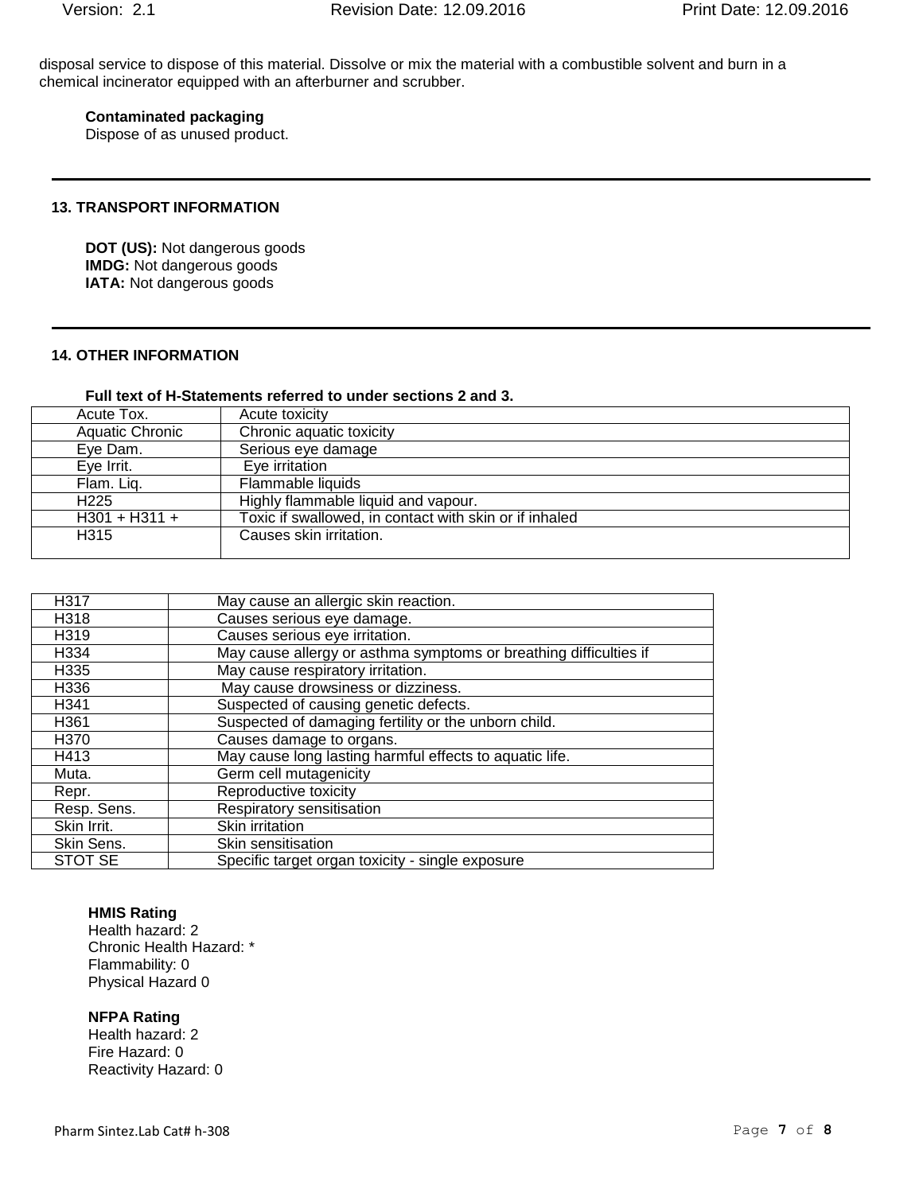disposal service to dispose of this material. Dissolve or mix the material with a combustible solvent and burn in a chemical incinerator equipped with an afterburner and scrubber.

**Contaminated packaging**
Dispose of as unused product.

## 13. TRANSPORT INFORMATION

**DOT (US):** Not dangerous goods
**IMDG:** Not dangerous goods
**IATA:** Not dangerous goods

## 14. OTHER INFORMATION

**Full text of H-Statements referred to under sections 2 and 3.**

| | |
|---|---|
| Acute Tox. | Acute toxicity |
| Aquatic Chronic | Chronic aquatic toxicity |
| Eye Dam. | Serious eye damage |
| Eye Irrit. | Eye irritation |
| Flam. Liq. | Flammable liquids |
| H225 | Highly flammable liquid and vapour. |
| H301 + H311 + | Toxic if swallowed, in contact with skin or if inhaled |
| H315 | Causes skin irritation. |
| H317 | May cause an allergic skin reaction. |
| H318 | Causes serious eye damage. |
| H319 | Causes serious eye irritation. |
| H334 | May cause allergy or asthma symptoms or breathing difficulties if |
| H335 | May cause respiratory irritation. |
| H336 | May cause drowsiness or dizziness. |
| H341 | Suspected of causing genetic defects. |
| H361 | Suspected of damaging fertility or the unborn child. |
| H370 | Causes damage to organs. |
| H413 | May cause long lasting harmful effects to aquatic life. |
| Muta. | Germ cell mutagenicity |
| Repr. | Reproductive toxicity |
| Resp. Sens. | Respiratory sensitisation |
| Skin Irrit. | Skin irritation |
| Skin Sens. | Skin sensitisation |
| STOT SE | Specific target organ toxicity - single exposure |

**HMIS Rating**
Health hazard: 2
Chronic Health Hazard: *
Flammability: 0
Physical Hazard 0

**NFPA Rating**
Health hazard: 2
Fire Hazard: 0
Reactivity Hazard: 0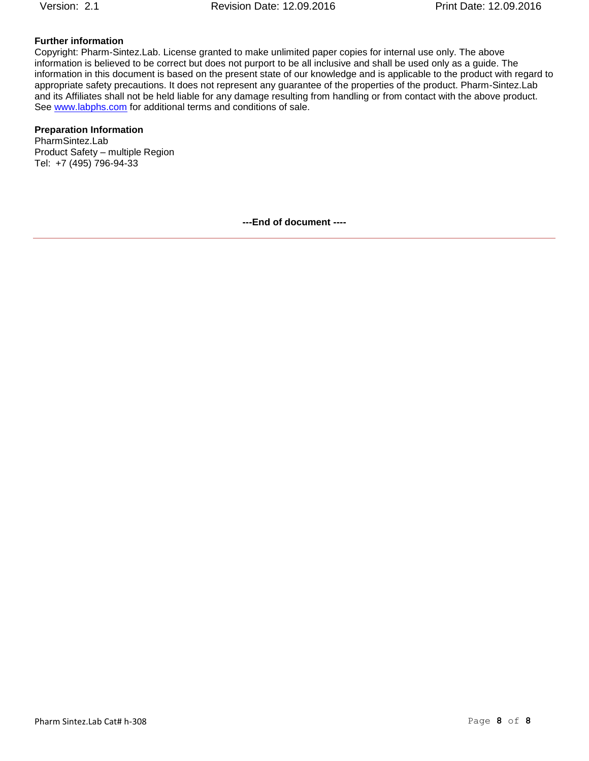**Further information**

Copyright: Pharm-Sintez.Lab. License granted to make unlimited paper copies for internal use only. The above information is believed to be correct but does not purport to be all inclusive and shall be used only as a guide. The information in this document is based on the present state of our knowledge and is applicable to the product with regard to appropriate safety precautions. It does not represent any guarantee of the properties of the product. Pharm-Sintez.Lab and its Affiliates shall not be held liable for any damage resulting from handling or from contact with the above product. See www.labphs.com for additional terms and conditions of sale.

**Preparation Information**

PharmSintez.Lab
Product Safety – multiple Region
Tel: +7 (495) 796-94-33

**---End of document ----**